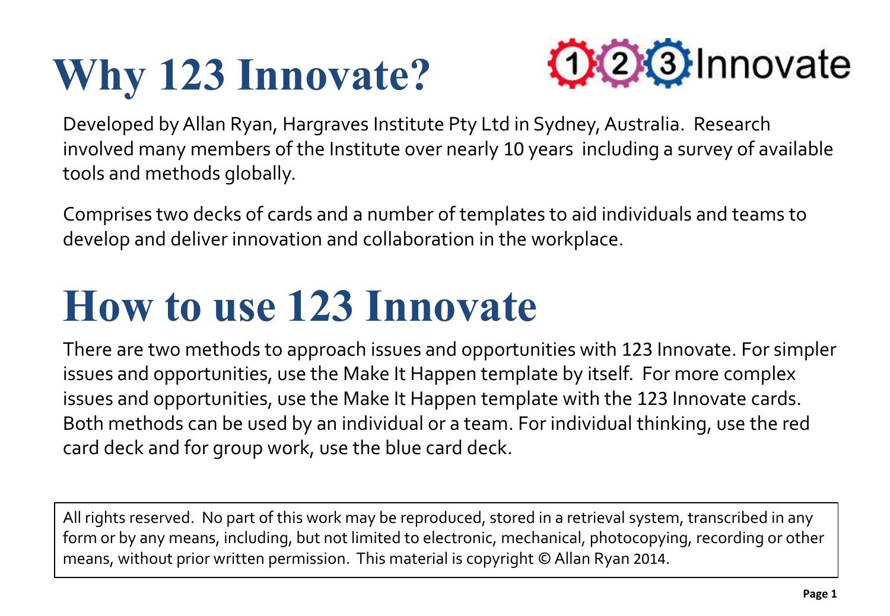# Why 123 Innovate?

Developed by Allan Ryan, Hargraves Institute Pty Ltd in Sydney, Australia. Research involved many members of the Institute over nearly 10 years including a survey of available tools and methods globally.

Comprises two decks of cards and a number of templates to aid individuals and teams to develop and deliver innovation and collaboration in the workplace.

# How to use 123 Innovate

There are two methods to approach issues and opportunities with 123 Innovate. For simpler issues and opportunities, use the Make It Happen template by itself. For more complex issues and opportunities, use the Make It Happen template with the 123 Innovate cards. Both methods can be used by an individual or a team. For individual thinking, use the red card deck and for group work, use the blue card deck.

All rights reserved. No part of this work may be reproduced, stored in a retrieval system, transcribed in any form or by any means, including, but not limited to electronic, mechanical, photocopying, recording or other means, without prior written permission. This material is copyright © Allan Ryan 2014.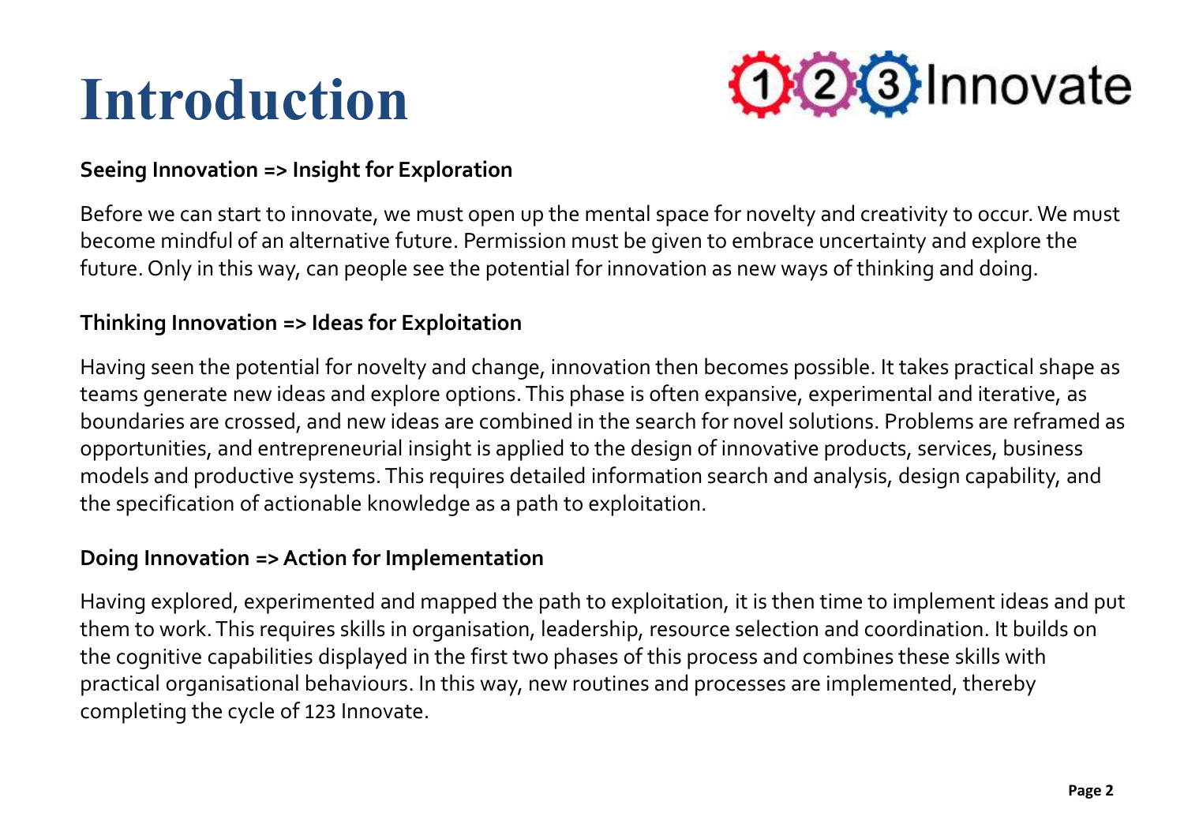# Introduction

**Seeing Innovation => Insight for Exploration**

Before we can start to innovate, we must open up the mental space for novelty and creativity to occur. We must become mindful of an alternative future. Permission must be given to embrace uncertainty and explore the future. Only in this way, can people see the potential for innovation as new ways of thinking and doing.

**Thinking Innovation => Ideas for Exploitation**

Having seen the potential for novelty and change, innovation then becomes possible. It takes practical shape as teams generate new ideas and explore options. This phase is often expansive, experimental and iterative, as boundaries are crossed, and new ideas are combined in the search for novel solutions. Problems are reframed as opportunities, and entrepreneurial insight is applied to the design of innovative products, services, business models and productive systems. This requires detailed information search and analysis, design capability, and the specification of actionable knowledge as a path to exploitation.

**Doing Innovation => Action for Implementation**

Having explored, experimented and mapped the path to exploitation, it is then time to implement ideas and put them to work. This requires skills in organisation, leadership, resource selection and coordination. It builds on the cognitive capabilities displayed in the first two phases of this process and combines these skills with practical organisational behaviours. In this way, new routines and processes are implemented, thereby completing the cycle of 123 Innovate.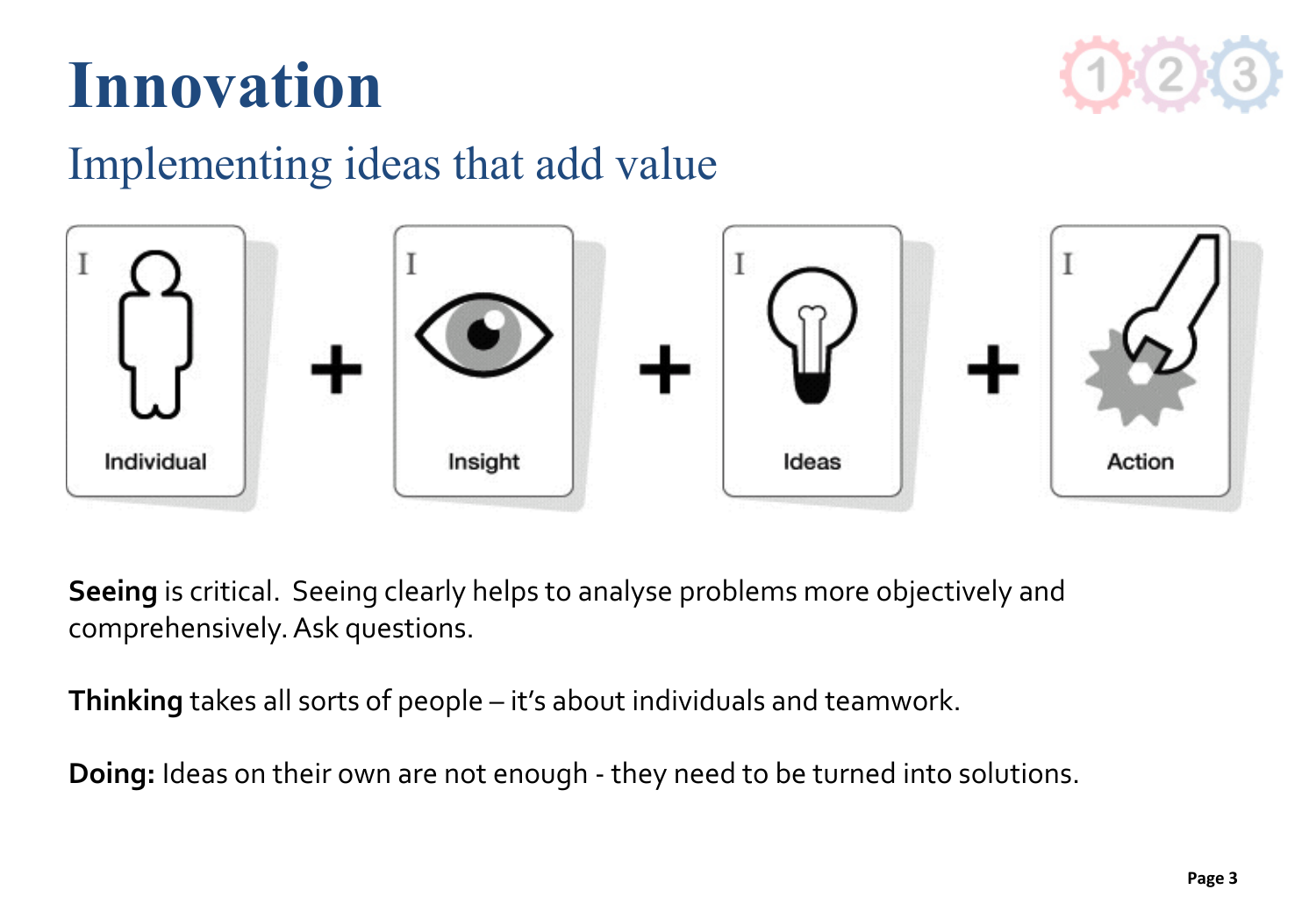# Innovation

## Implementing ideas that add value

Individual + Insight + Ideas + Action

**Seeing** is critical. Seeing clearly helps to analyse problems more objectively and comprehensively. Ask questions.

**Thinking** takes all sorts of people – it's about individuals and teamwork.

**Doing:** Ideas on their own are not enough - they need to be turned into solutions.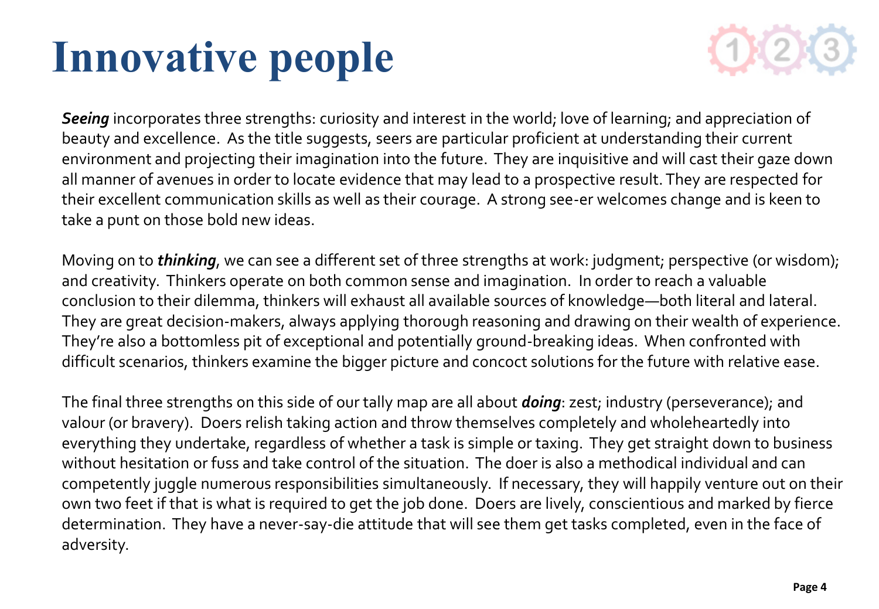# Innovative people

***Seeing*** incorporates three strengths: curiosity and interest in the world; love of learning; and appreciation of beauty and excellence. As the title suggests, seers are particular proficient at understanding their current environment and projecting their imagination into the future. They are inquisitive and will cast their gaze down all manner of avenues in order to locate evidence that may lead to a prospective result. They are respected for their excellent communication skills as well as their courage. A strong see-er welcomes change and is keen to take a punt on those bold new ideas.

Moving on to ***thinking***, we can see a different set of three strengths at work: judgment; perspective (or wisdom); and creativity. Thinkers operate on both common sense and imagination. In order to reach a valuable conclusion to their dilemma, thinkers will exhaust all available sources of knowledge—both literal and lateral. They are great decision-makers, always applying thorough reasoning and drawing on their wealth of experience. They're also a bottomless pit of exceptional and potentially ground-breaking ideas. When confronted with difficult scenarios, thinkers examine the bigger picture and concoct solutions for the future with relative ease.

The final three strengths on this side of our tally map are all about ***doing***: zest; industry (perseverance); and valour (or bravery). Doers relish taking action and throw themselves completely and wholeheartedly into everything they undertake, regardless of whether a task is simple or taxing. They get straight down to business without hesitation or fuss and take control of the situation. The doer is also a methodical individual and can competently juggle numerous responsibilities simultaneously. If necessary, they will happily venture out on their own two feet if that is what is required to get the job done. Doers are lively, conscientious and marked by fierce determination. They have a never-say-die attitude that will see them get tasks completed, even in the face of adversity.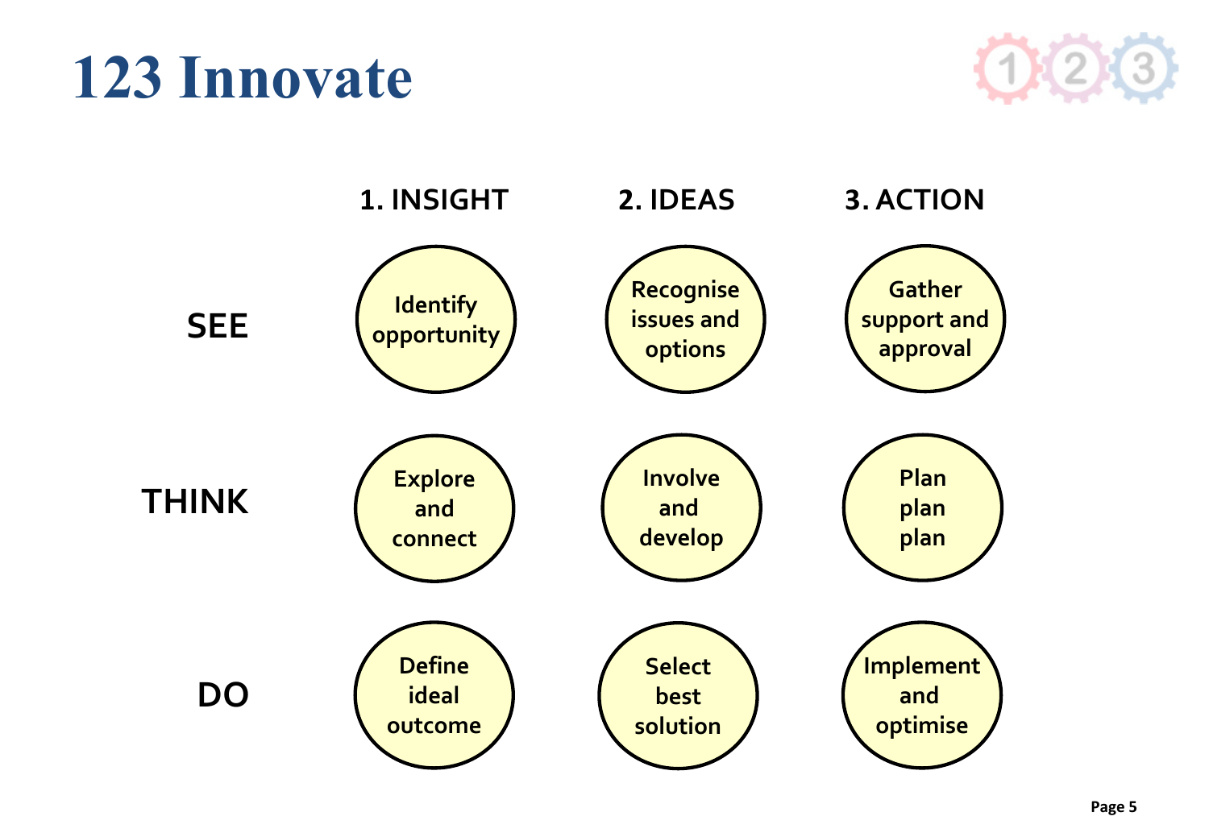# 123 Innovate

|  | 1. INSIGHT | 2. IDEAS | 3. ACTION |
|---|---|---|---|
| **SEE** | Identify opportunity | Recognise issues and options | Gather support and approval |
| **THINK** | Explore and connect | Involve and develop | Plan plan plan |
| **DO** | Define ideal outcome | Select best solution | Implement and optimise |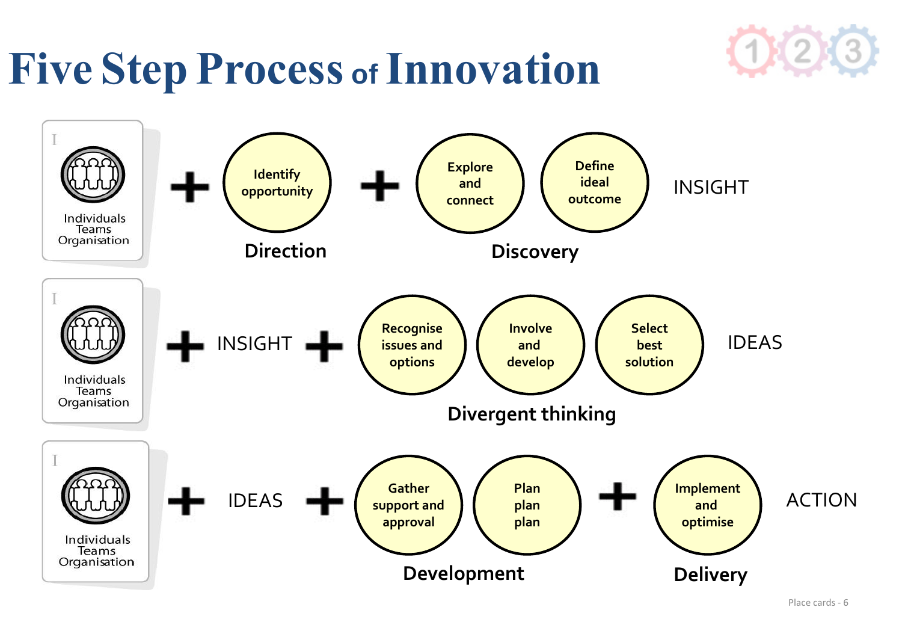# Five Step Process of Innovation

**Row 1:**

Individuals / Teams / Organisation + **Identify opportunity** (Direction) + **Explore and connect** · **Define ideal outcome** (Discovery) = INSIGHT

**Row 2:**

Individuals / Teams / Organisation + INSIGHT + **Recognise issues and options** · **Involve and develop** · **Select best solution** (Divergent thinking) = IDEAS

**Row 3:**

Individuals / Teams / Organisation + IDEAS + **Gather support and approval** · **Plan plan plan** (Development) + **Implement and optimise** (Delivery) = ACTION

Place cards - 6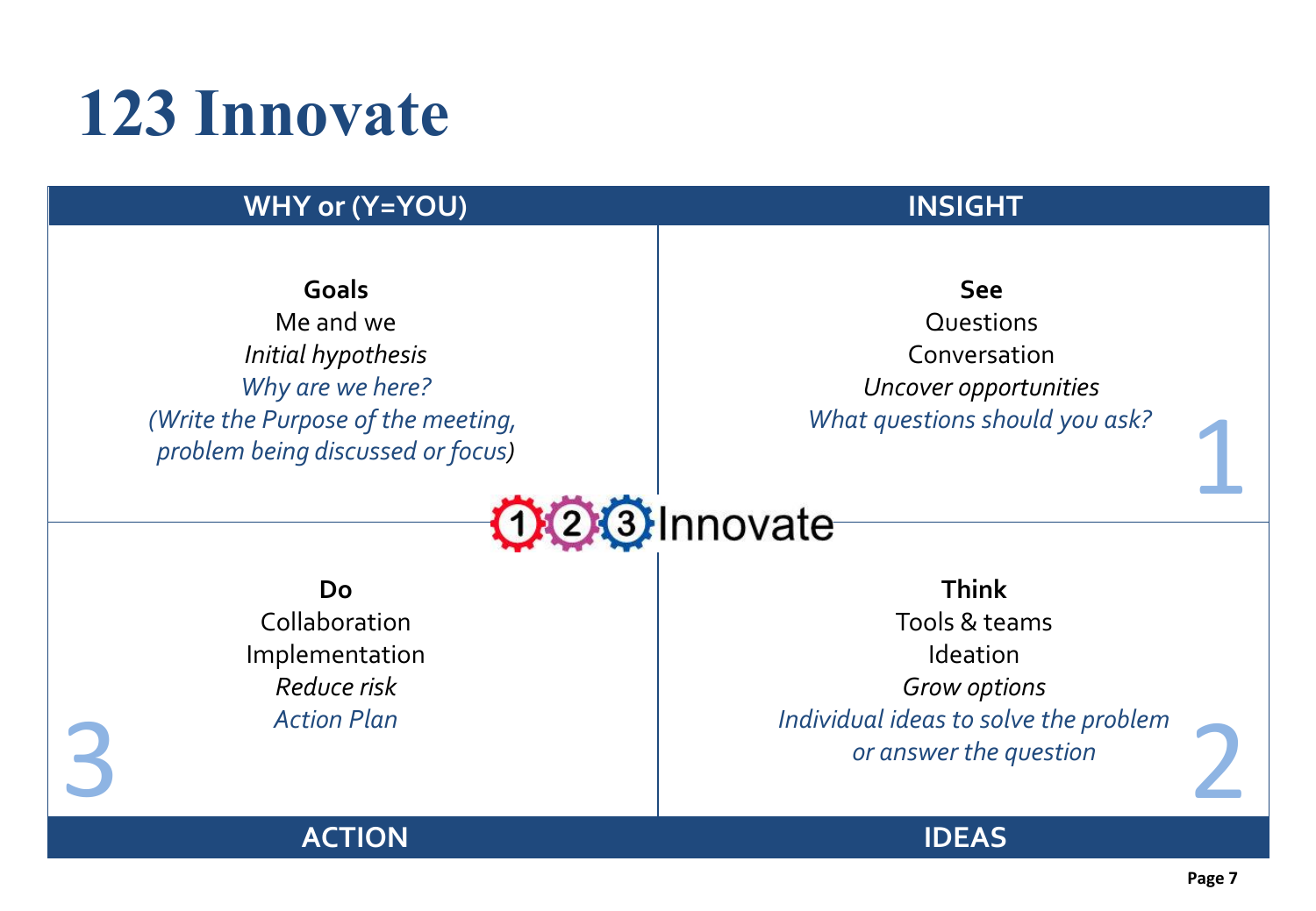# 123 Innovate

| WHY or (Y=YOU) | INSIGHT |
|---|---|
| **Goals**<br>Me and we<br>*Initial hypothesis*<br>*Why are we here?*<br>*(Write the Purpose of the meeting, problem being discussed or focus)* | **See**<br>Questions<br>Conversation<br>*Uncover opportunities*<br>*What questions should you ask?*<br>1 |
| **Do**<br>Collaboration<br>Implementation<br>*Reduce risk*<br>*Action Plan*<br>3 | **Think**<br>Tools & teams<br>Ideation<br>*Grow options*<br>*Individual ideas to solve the problem or answer the question*<br>2 |
| **ACTION** | **IDEAS** |

123 Innovate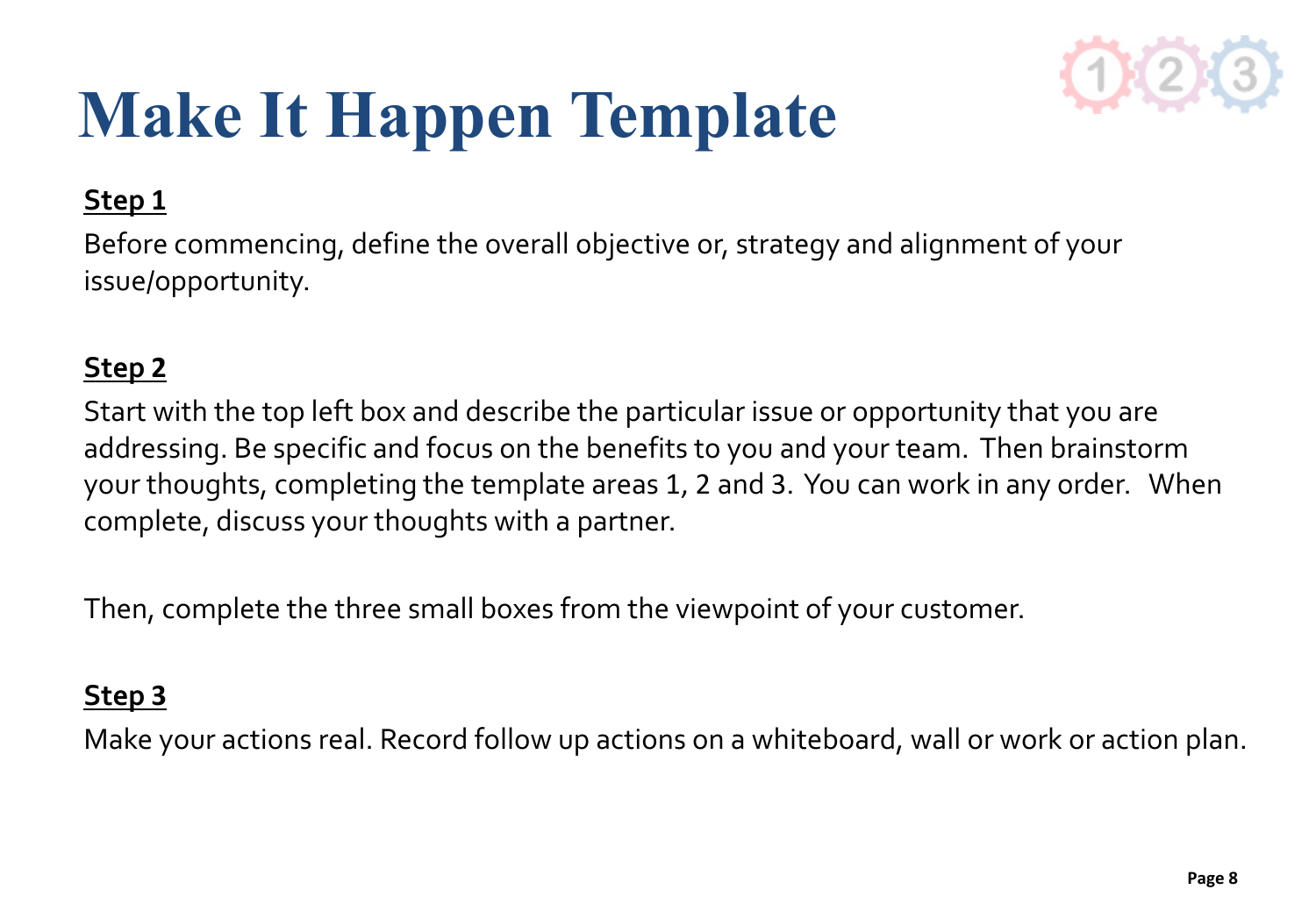# Make It Happen Template

**Step 1**

Before commencing, define the overall objective or, strategy and alignment of your issue/opportunity.

**Step 2**

Start with the top left box and describe the particular issue or opportunity that you are addressing. Be specific and focus on the benefits to you and your team. Then brainstorm your thoughts, completing the template areas 1, 2 and 3. You can work in any order. When complete, discuss your thoughts with a partner.

Then, complete the three small boxes from the viewpoint of your customer.

**Step 3**

Make your actions real. Record follow up actions on a whiteboard, wall or work or action plan.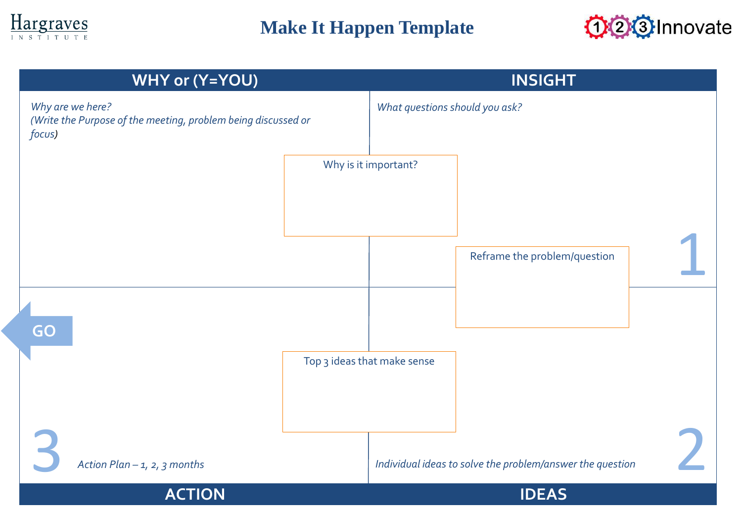Hargraves INSTITUTE

# Make It Happen Template

123Innovate

## WHY or (Y=YOU)

*Why are we here?*
*(Write the Purpose of the meeting, problem being discussed or focus)*

## INSIGHT

*What questions should you ask?*

Why is it important?

Reframe the problem/question

1

GO

Top 3 ideas that make sense

3

*Action Plan – 1, 2, 3 months*

*Individual ideas to solve the problem/answer the question*

2

## ACTION

## IDEAS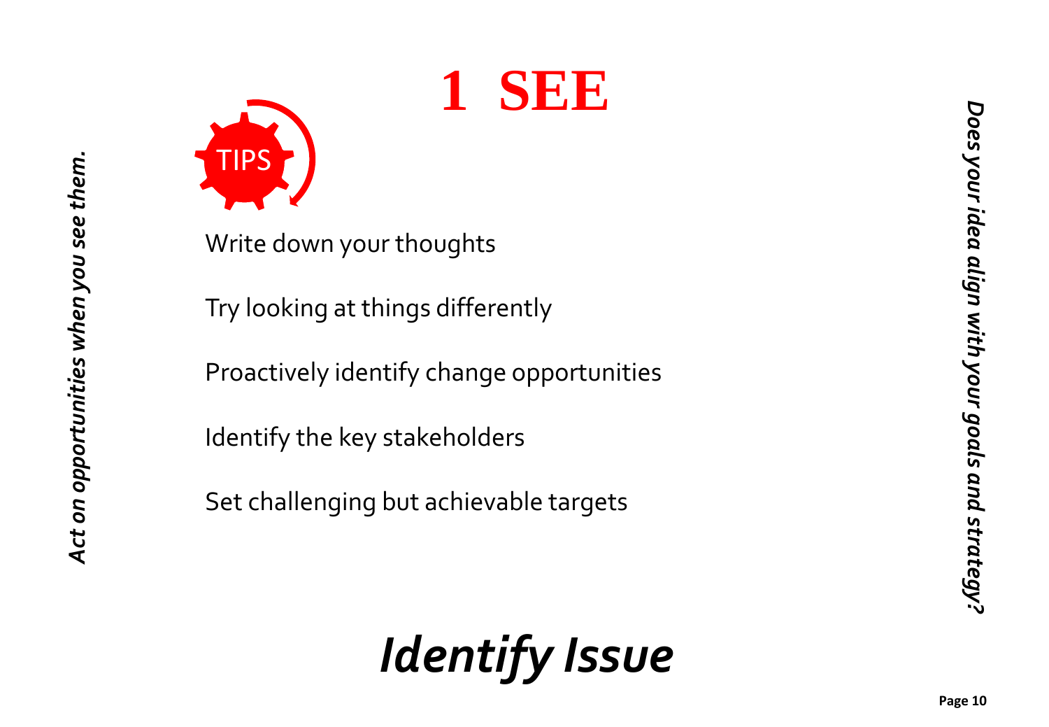# 1 SEE

*Act on opportunities when you see them.*

TIPS

Write down your thoughts

Try looking at things differently

Proactively identify change opportunities

Identify the key stakeholders

Set challenging but achievable targets

*Does your idea align with your goals and strategy?*

***Identify Issue***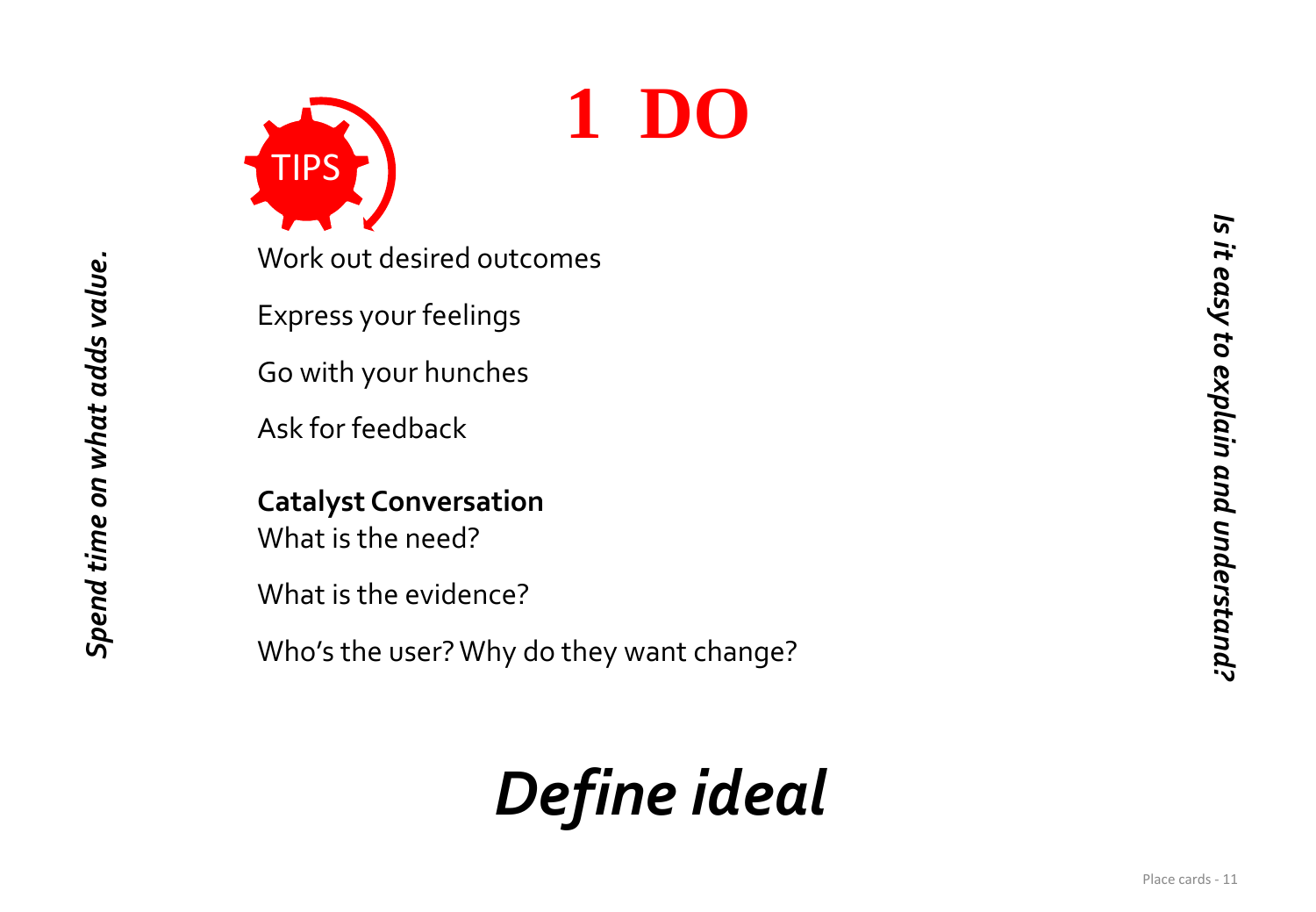# 1 DO

TIPS

*Spend time on what adds value.*

Work out desired outcomes

Express your feelings

Go with your hunches

Ask for feedback

**Catalyst Conversation**

What is the need?

What is the evidence?

Who's the user? Why do they want change?

*Is it easy to explain and understand?*

## *Define ideal*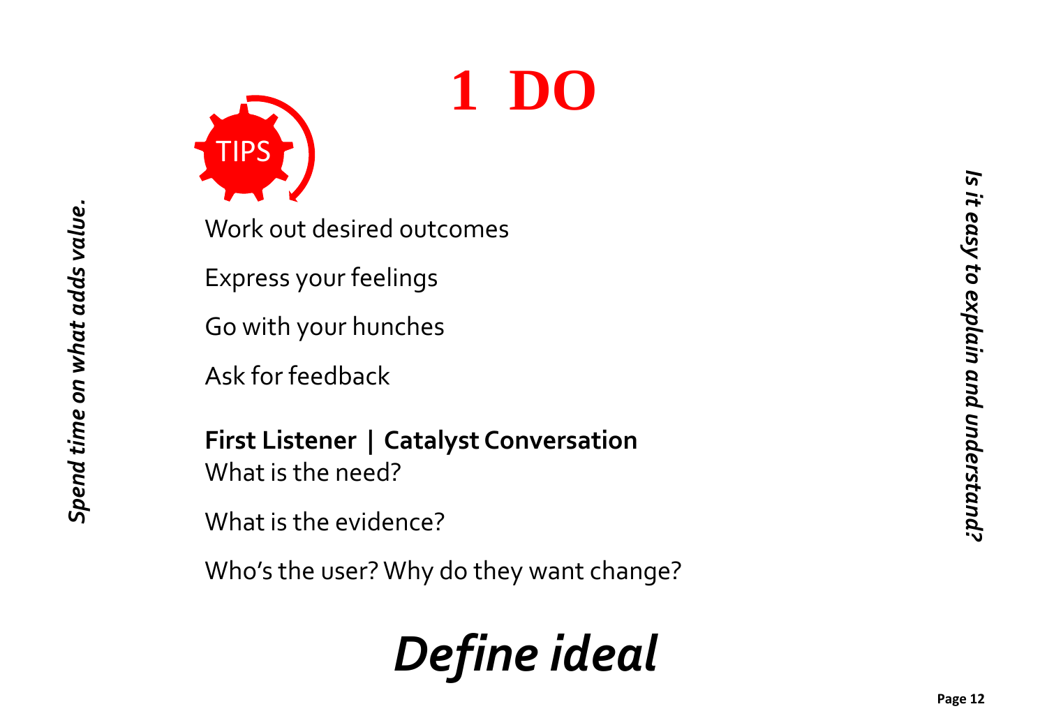# 1 DO

TIPS

Work out desired outcomes

Express your feelings

Go with your hunches

Ask for feedback

**First Listener | Catalyst Conversation**
What is the need?

What is the evidence?

Who's the user? Why do they want change?

***Define ideal***

***Spend time on what adds value.***

***Is it easy to explain and understand?***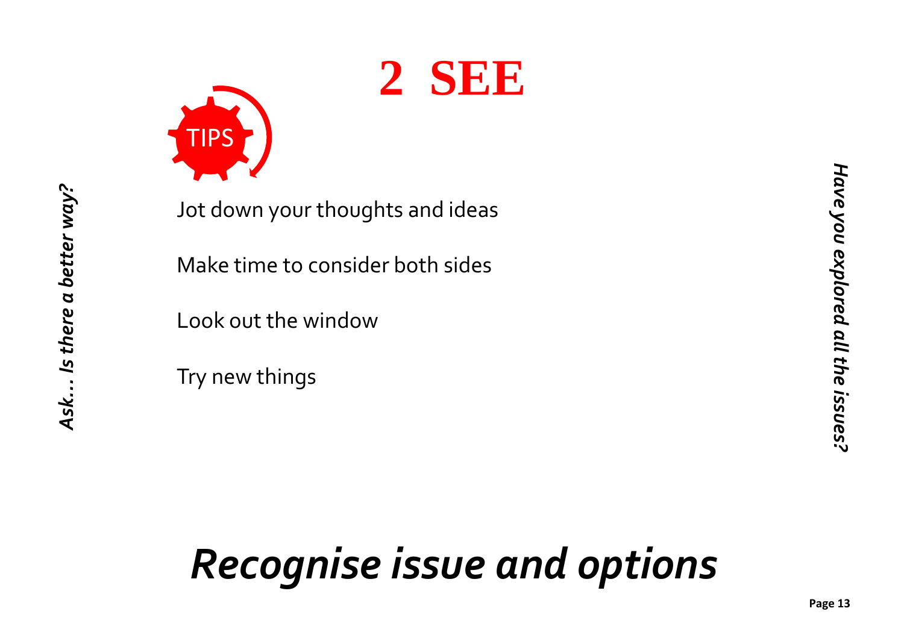# 2 SEE

TIPS

Jot down your thoughts and ideas

Make time to consider both sides

Look out the window

Try new things

*Ask… Is there a better way?*

*Have you explored all the issues?*

## *Recognise issue and options*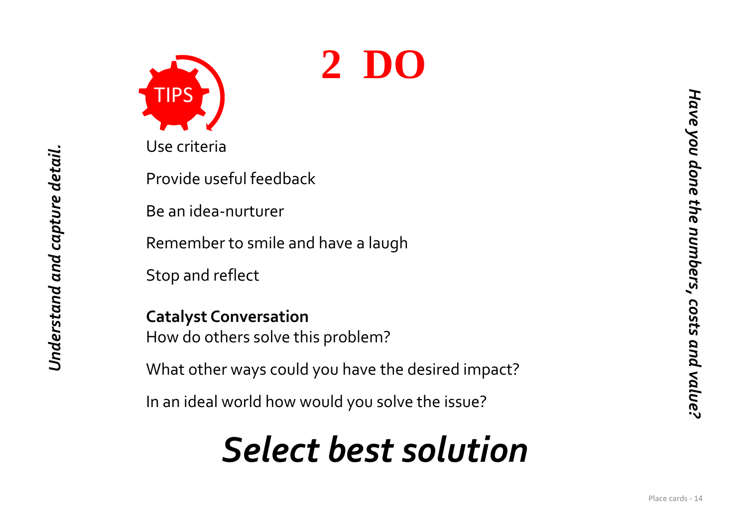# 2 DO

TIPS

Use criteria

Provide useful feedback

Be an idea-nurturer

Remember to smile and have a laugh

Stop and reflect

**Catalyst Conversation**

How do others solve this problem?

What other ways could you have the desired impact?

In an ideal world how would you solve the issue?

## *Select best solution*

*Understand and capture detail.*

*Have you done the numbers, costs and value?*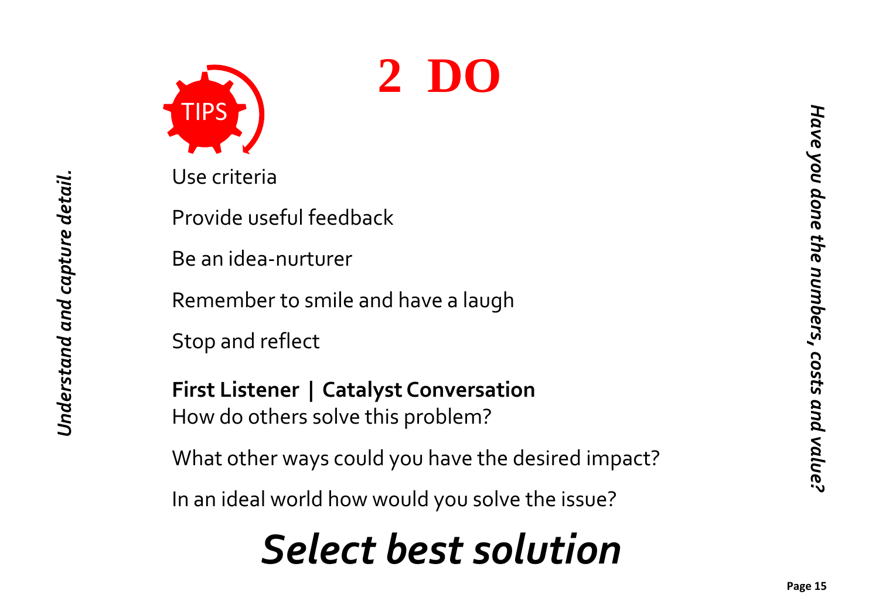# 2 DO

TIPS

Use criteria

Provide useful feedback

Be an idea-nurturer

Remember to smile and have a laugh

Stop and reflect

**First Listener | Catalyst Conversation**

How do others solve this problem?

What other ways could you have the desired impact?

In an ideal world how would you solve the issue?

***Select best solution***

*Understand and capture detail.*

*Have you done the numbers, costs and value?*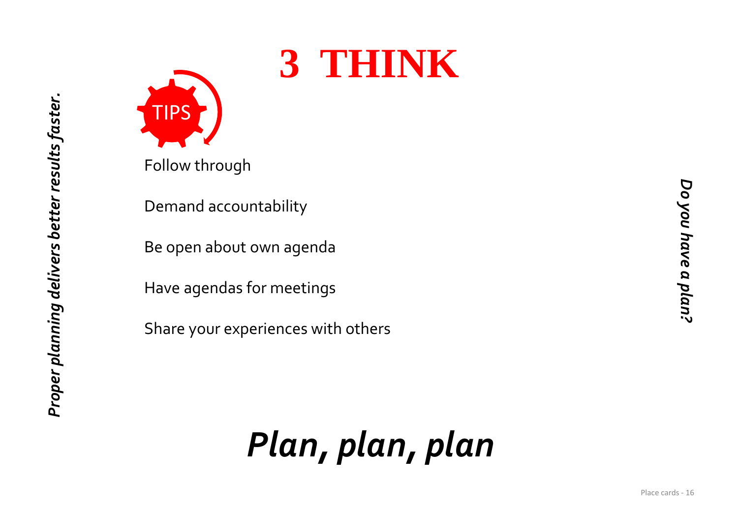# 3 THINK

*Proper planning delivers better results faster.*

TIPS

Follow through

Demand accountability

Be open about own agenda

Have agendas for meetings

Share your experiences with others

*Do you have a plan?*

# *Plan, plan, plan*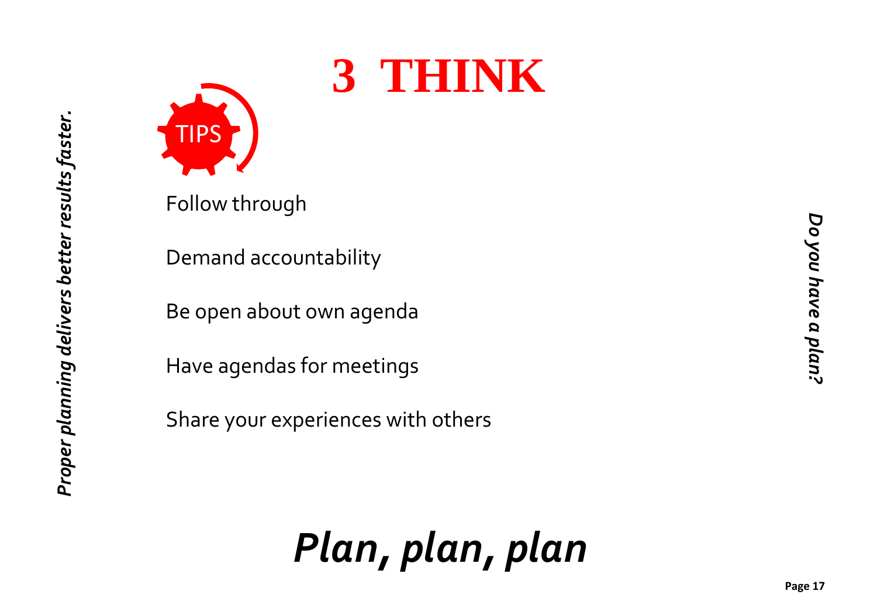# 3 THINK

TIPS

Follow through

Demand accountability

Be open about own agenda

Have agendas for meetings

Share your experiences with others

***Plan, plan, plan***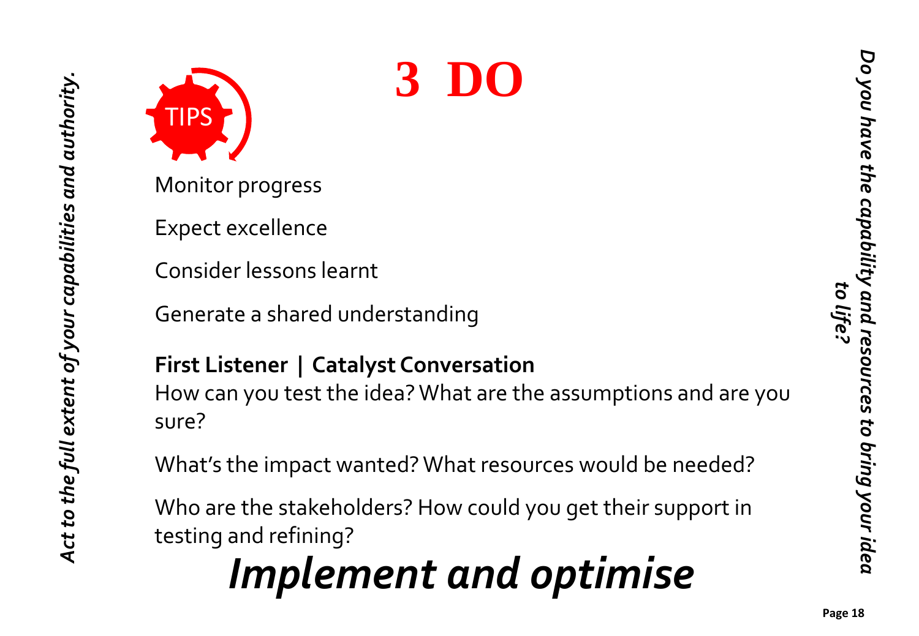# 3 DO

TIPS

Monitor progress

Expect excellence

Consider lessons learnt

Generate a shared understanding

**First Listener | Catalyst Conversation**
How can you test the idea? What are the assumptions and are you sure?

What's the impact wanted? What resources would be needed?

Who are the stakeholders? How could you get their support in testing and refining?

## *Implement and optimise*

*Act to the full extent of your capabilities and authority.*

*Do you have the capability and resources to bring your idea to life?*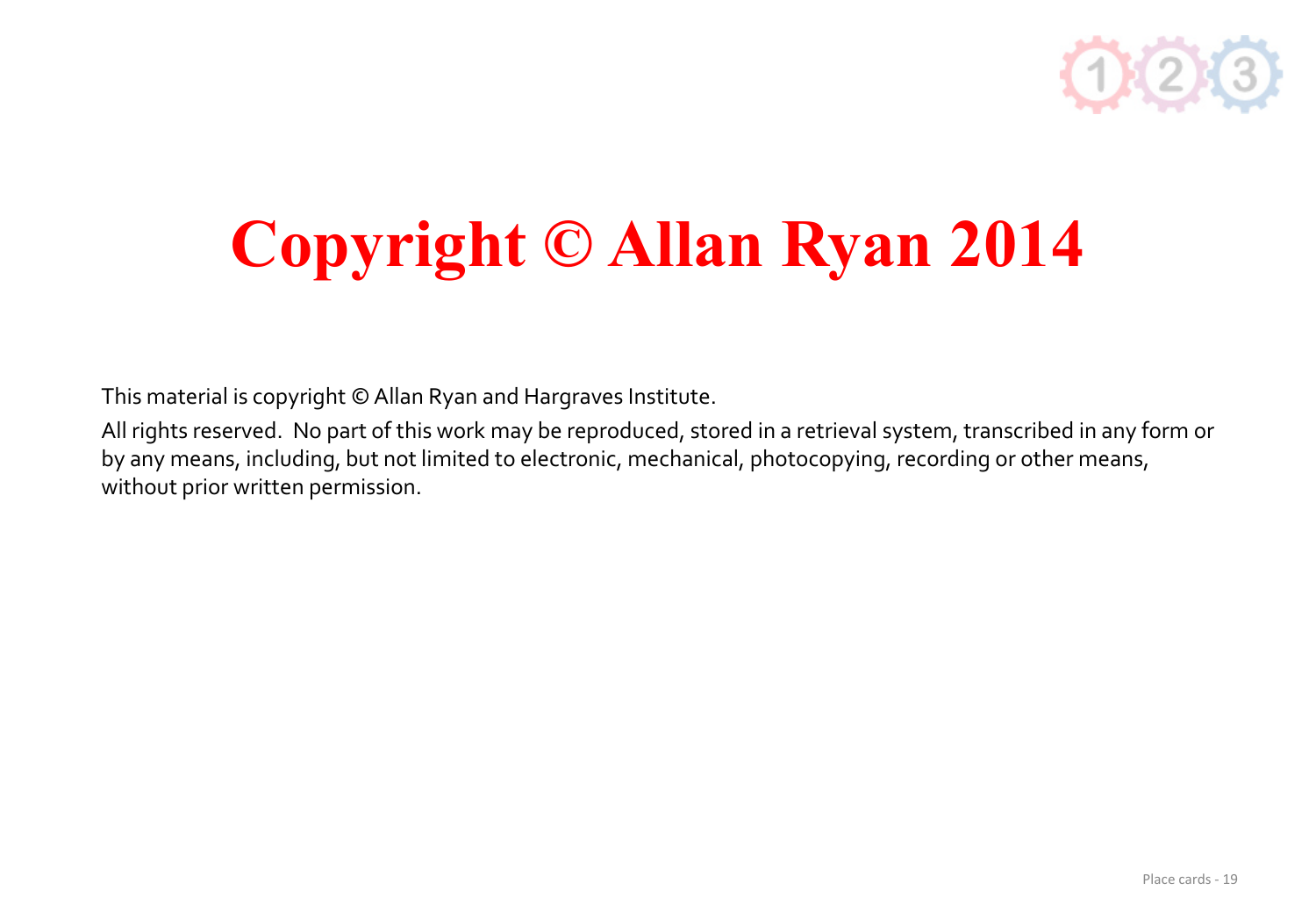# Copyright © Allan Ryan 2014

This material is copyright © Allan Ryan and Hargraves Institute.

All rights reserved. No part of this work may be reproduced, stored in a retrieval system, transcribed in any form or by any means, including, but not limited to electronic, mechanical, photocopying, recording or other means, without prior written permission.